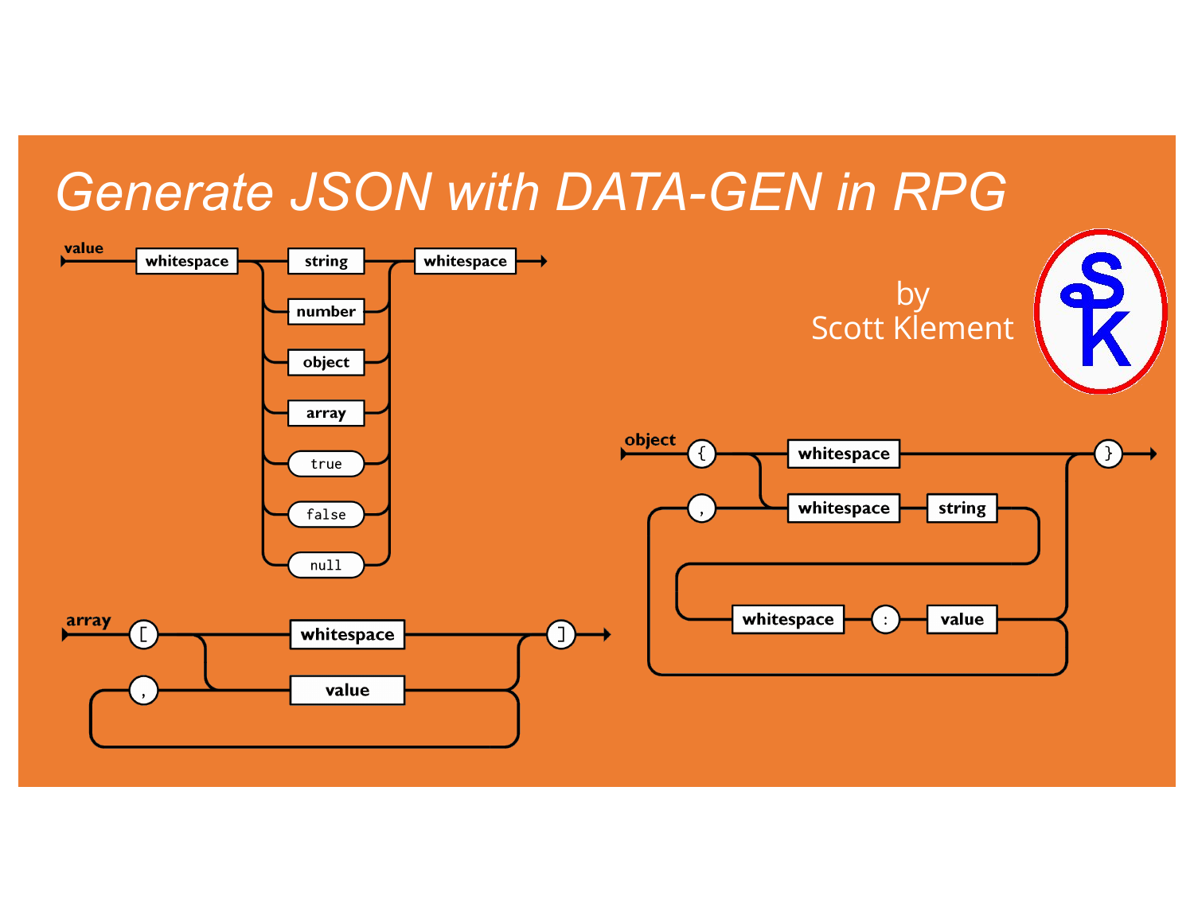# Generate JSON with DATA-GEN in RPG

by
Scott Klement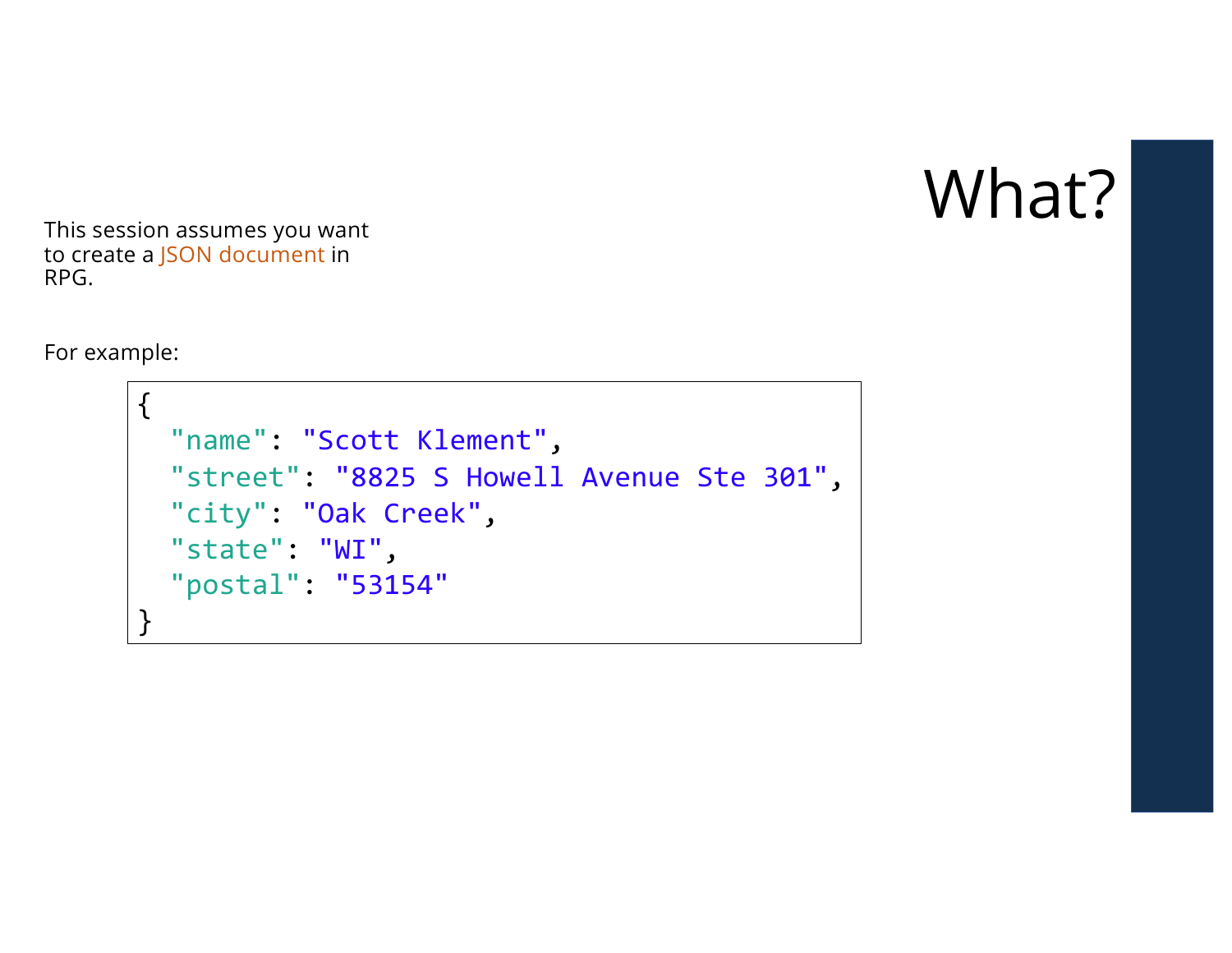# What?

This session assumes you want to create a JSON document in RPG.

For example:

```
{
  "name": "Scott Klement",
  "street": "8825 S Howell Avenue Ste 301",
  "city": "Oak Creek",
  "state": "WI",
  "postal": "53154"
}
```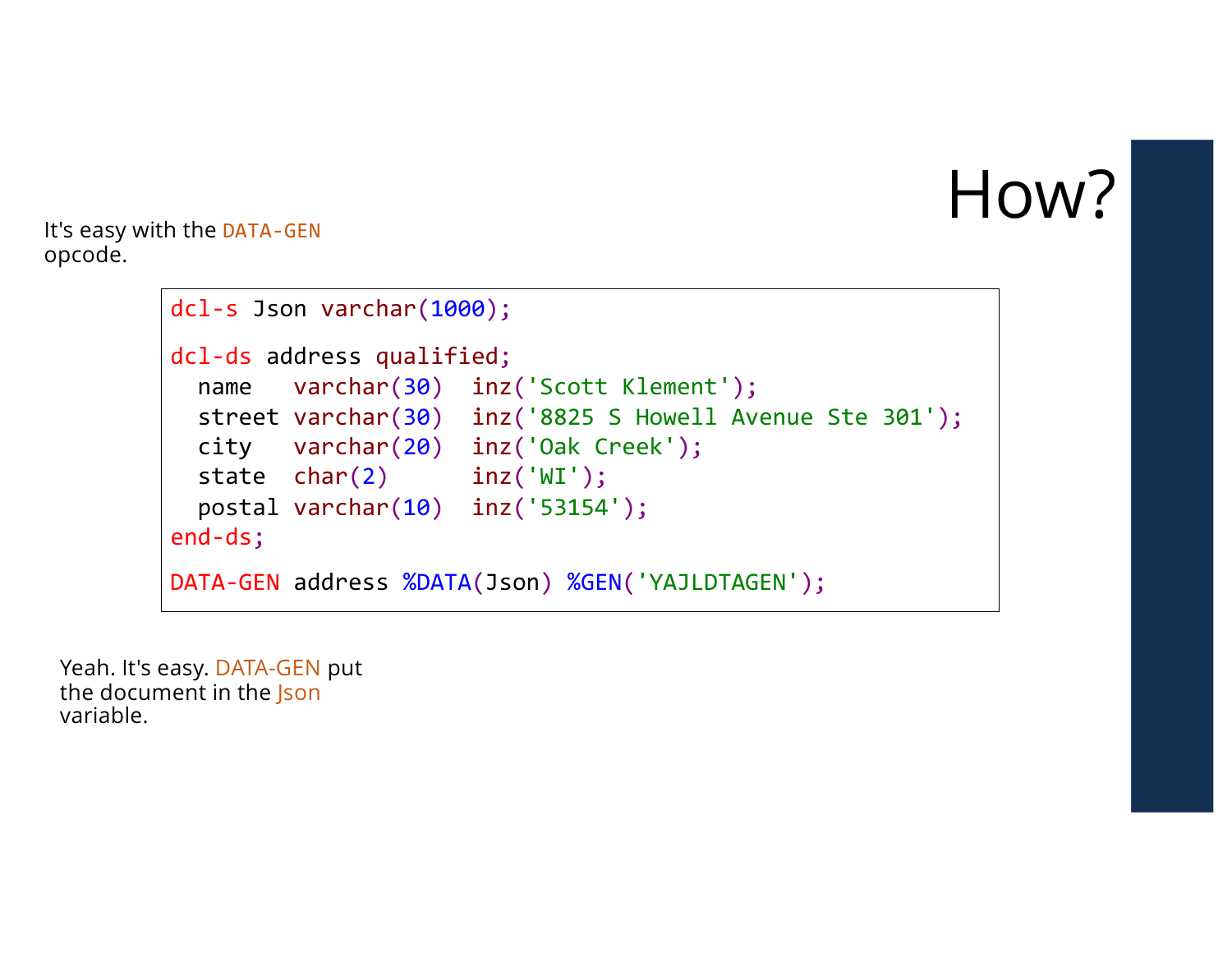# How?

It's easy with the DATA-GEN opcode.

```
dcl-s Json varchar(1000);

dcl-ds address qualified;
  name   varchar(30)  inz('Scott Klement');
  street varchar(30)  inz('8825 S Howell Avenue Ste 301');
  city   varchar(20)  inz('Oak Creek');
  state  char(2)      inz('WI');
  postal varchar(10)  inz('53154');
end-ds;

DATA-GEN address %DATA(Json) %GEN('YAJLDTAGEN');
```

Yeah. It's easy. DATA-GEN put the document in the Json variable.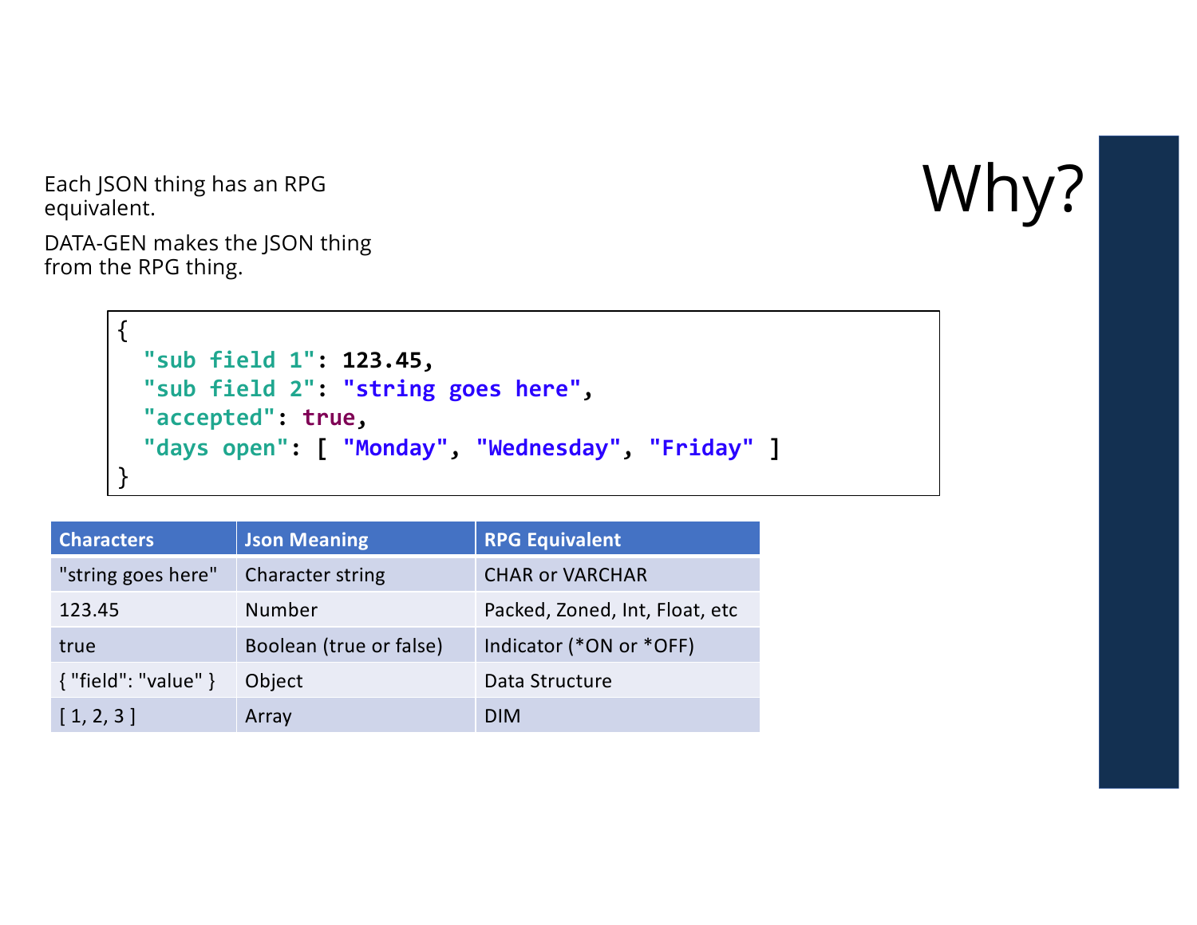# Why?

Each JSON thing has an RPG equivalent.

DATA-GEN makes the JSON thing from the RPG thing.

```
{
  "sub field 1": 123.45,
  "sub field 2": "string goes here",
  "accepted": true,
  "days open": [ "Monday", "Wednesday", "Friday" ]
}
```

| Characters | Json Meaning | RPG Equivalent |
|---|---|---|
| "string goes here" | Character string | CHAR or VARCHAR |
| 123.45 | Number | Packed, Zoned, Int, Float, etc |
| true | Boolean (true or false) | Indicator (*ON or *OFF) |
| { "field": "value" } | Object | Data Structure |
| [ 1, 2, 3 ] | Array | DIM |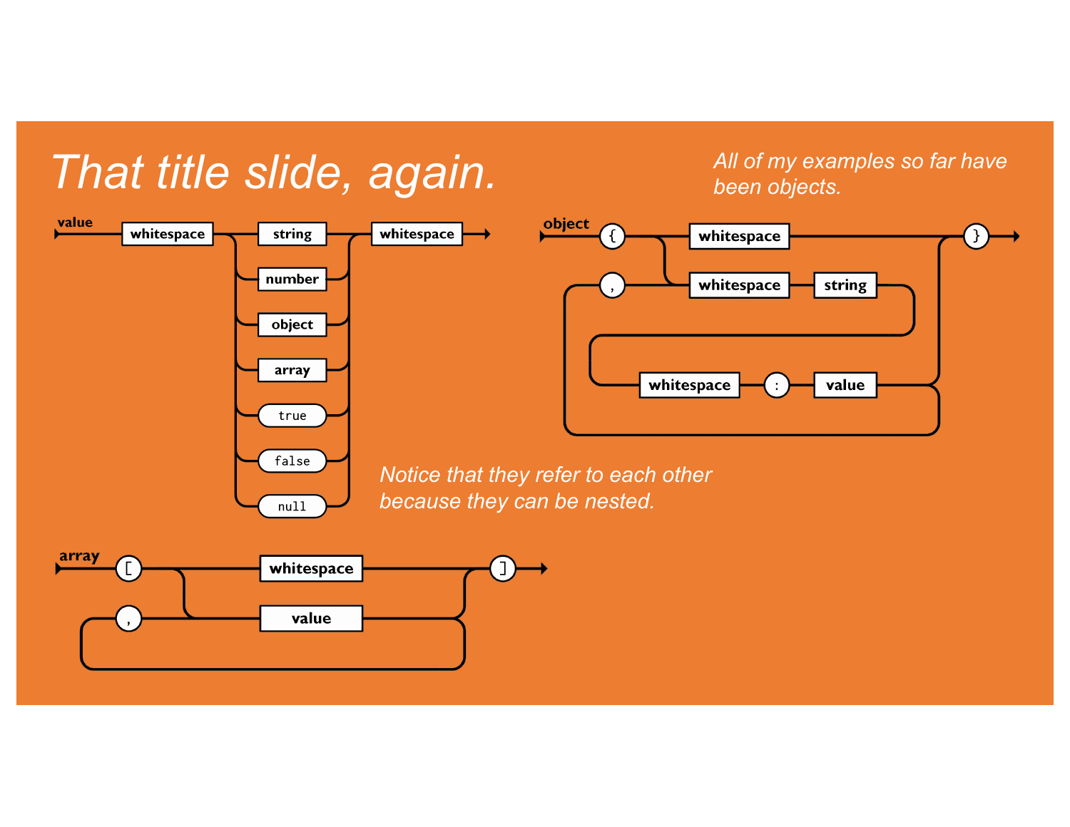# That title slide, again.

*All of my examples so far have been objects.*

value: whitespace → (string | number | object | array | true | false | null) → whitespace

object: { → (whitespace | whitespace string whitespace : value , ...) → }

*Notice that they refer to each other because they can be nested.*

array: [ → (whitespace | value , ...) → ]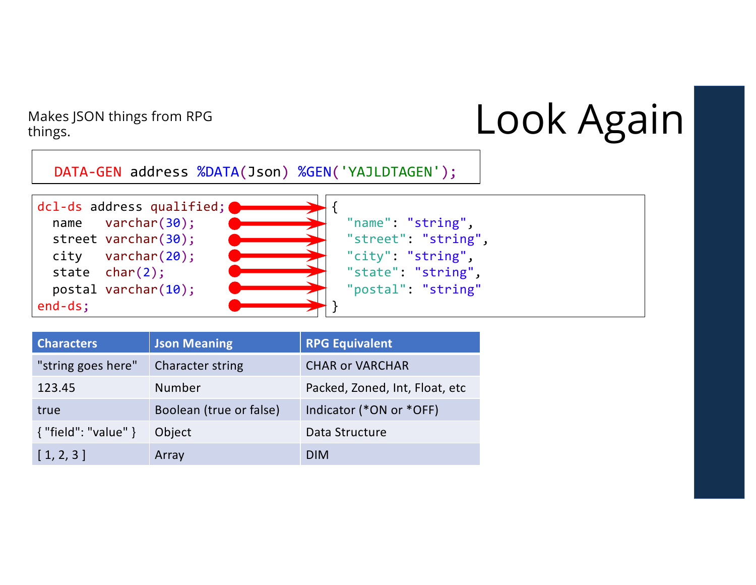# Look Again

Makes JSON things from RPG things.

```
DATA-GEN address %DATA(Json) %GEN('YAJLDTAGEN');
```

```
dcl-ds address qualified;
  name   varchar(30);
  street varchar(30);
  city   varchar(20);
  state  char(2);
  postal varchar(10);
end-ds;
```

```
{
  "name": "string",
  "street": "string",
  "city": "string",
  "state": "string",
  "postal": "string"
}
```

| Characters | Json Meaning | RPG Equivalent |
|---|---|---|
| "string goes here" | Character string | CHAR or VARCHAR |
| 123.45 | Number | Packed, Zoned, Int, Float, etc |
| true | Boolean (true or false) | Indicator (*ON or *OFF) |
| { "field": "value" } | Object | Data Structure |
| [ 1, 2, 3 ] | Array | DIM |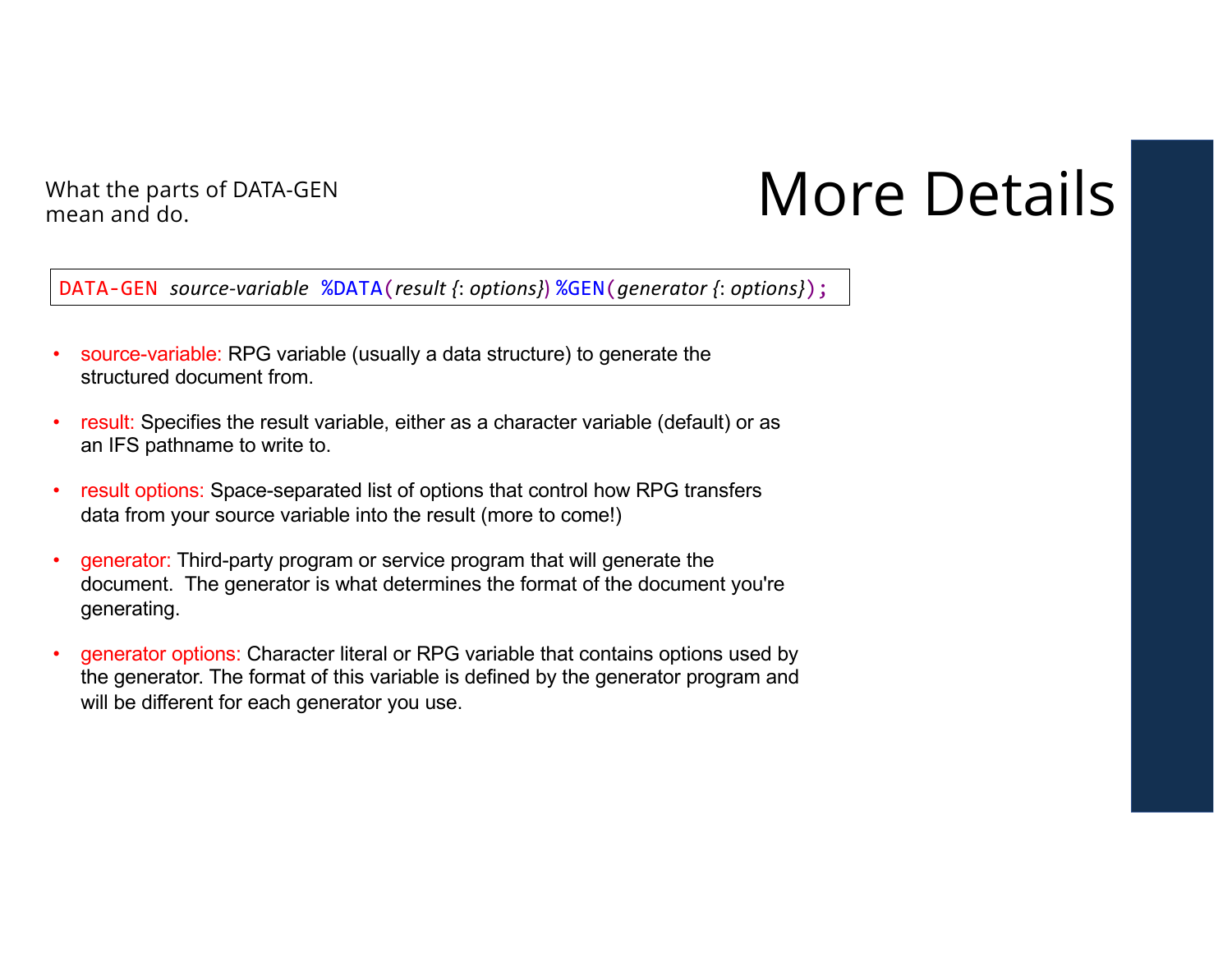# More Details

What the parts of DATA-GEN mean and do.

```
DATA-GEN source-variable %DATA(result {: options}) %GEN(generator {: options});
```

- source-variable: RPG variable (usually a data structure) to generate the structured document from.
- result: Specifies the result variable, either as a character variable (default) or as an IFS pathname to write to.
- result options: Space-separated list of options that control how RPG transfers data from your source variable into the result (more to come!)
- generator: Third-party program or service program that will generate the document. The generator is what determines the format of the document you're generating.
- generator options: Character literal or RPG variable that contains options used by the generator. The format of this variable is defined by the generator program and will be different for each generator you use.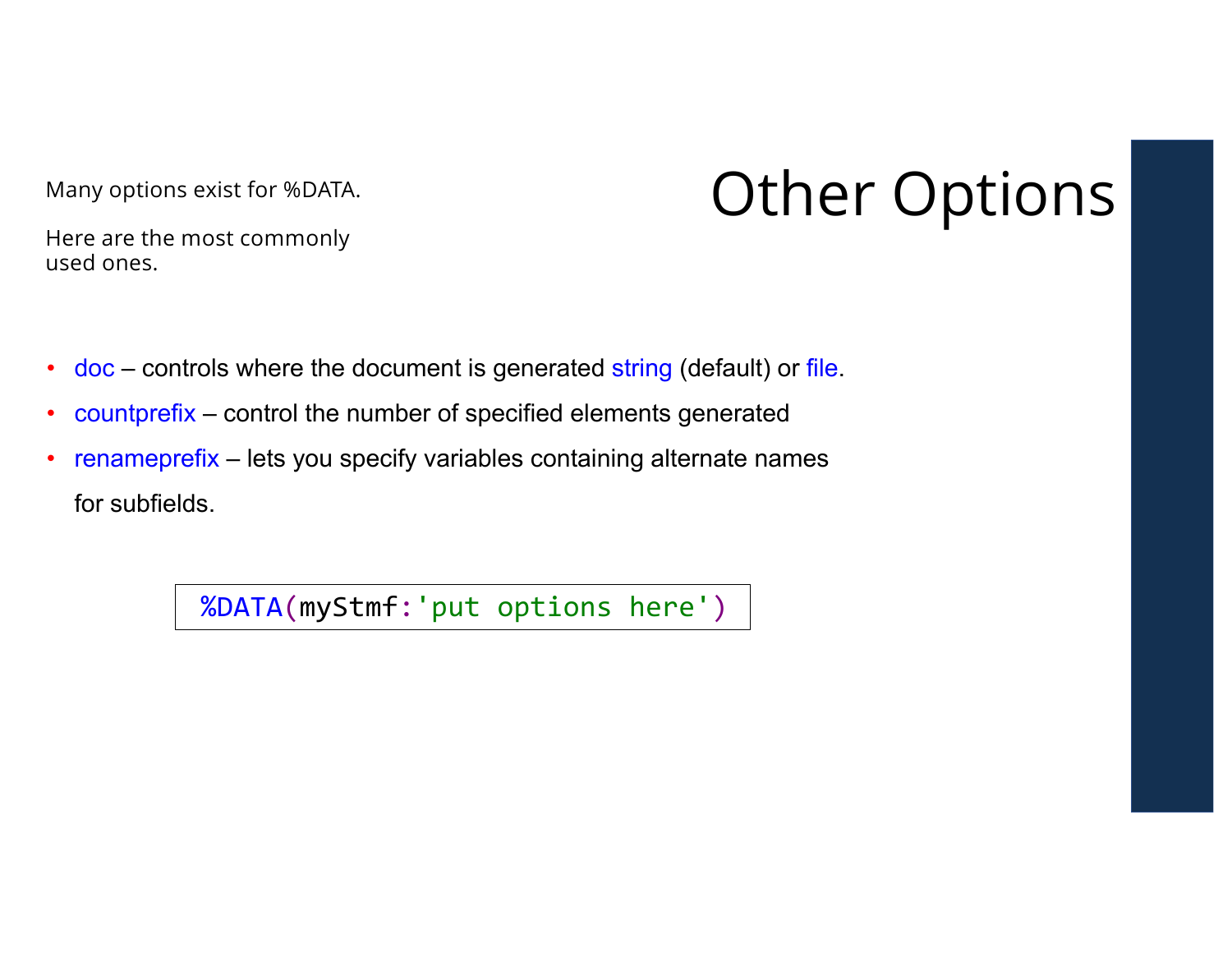# Other Options

Many options exist for %DATA.

Here are the most commonly used ones.

- doc – controls where the document is generated string (default) or file.
- countprefix – control the number of specified elements generated
- renameprefix – lets you specify variables containing alternate names for subfields.

```
%DATA(myStmf:'put options here')
```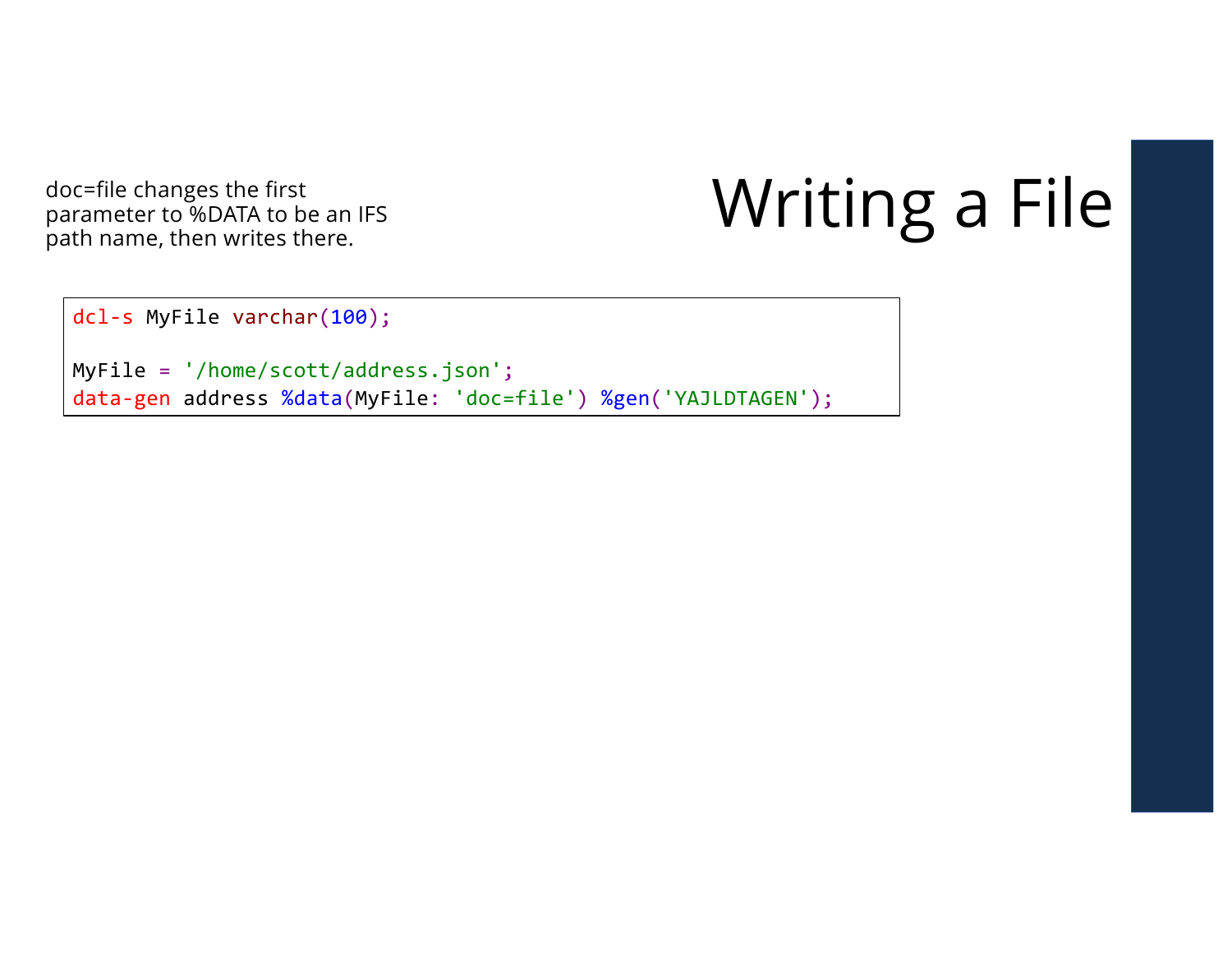# Writing a File

doc=file changes the first parameter to %DATA to be an IFS path name, then writes there.

```
dcl-s MyFile varchar(100);

MyFile = '/home/scott/address.json';
data-gen address %data(MyFile: 'doc=file') %gen('YAJLDTAGEN');
```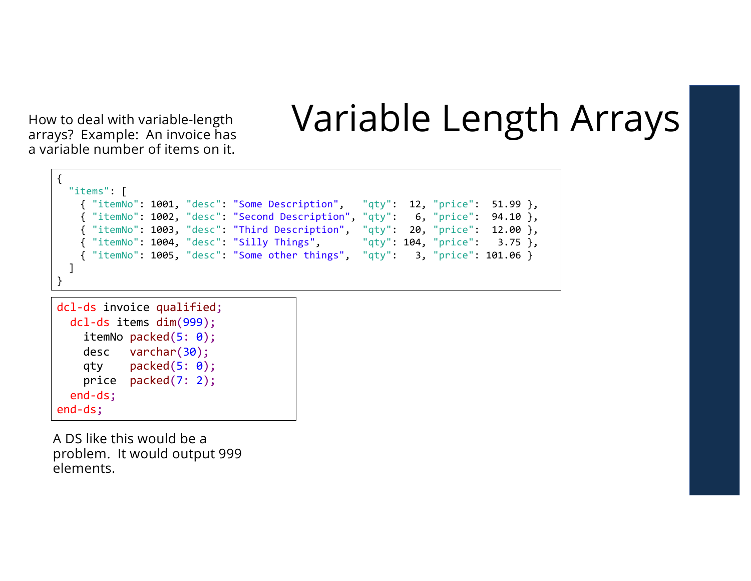# Variable Length Arrays

How to deal with variable-length arrays? Example: An invoice has a variable number of items on it.

```
{
  "items": [
    { "itemNo": 1001, "desc": "Some Description",   "qty":  12, "price":  51.99 },
    { "itemNo": 1002, "desc": "Second Description", "qty":   6, "price":  94.10 },
    { "itemNo": 1003, "desc": "Third Description",  "qty":  20, "price":  12.00 },
    { "itemNo": 1004, "desc": "Silly Things",       "qty": 104, "price":   3.75 },
    { "itemNo": 1005, "desc": "Some other things",  "qty":   3, "price": 101.06 }
  ]
}
```

```
dcl-ds invoice qualified;
  dcl-ds items dim(999);
    itemNo packed(5: 0);
    desc   varchar(30);
    qty    packed(5: 0);
    price  packed(7: 2);
  end-ds;
end-ds;
```

A DS like this would be a problem. It would output 999 elements.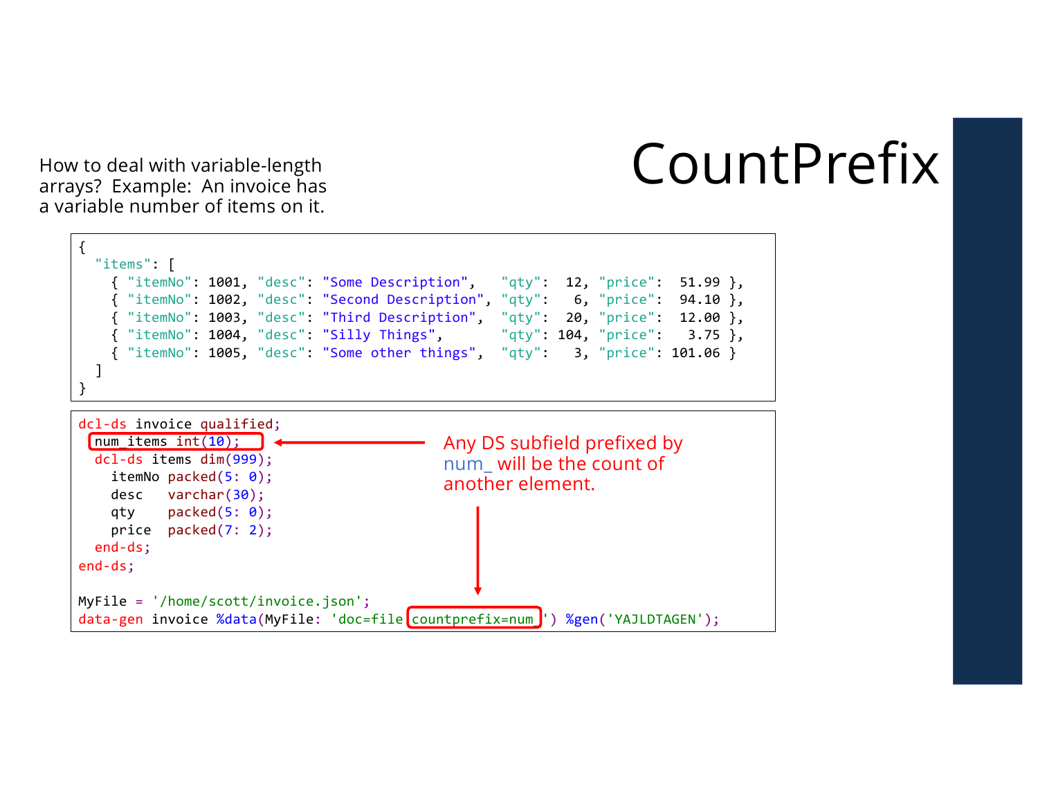# CountPrefix

How to deal with variable-length arrays? Example: An invoice has a variable number of items on it.

```
{
  "items": [
    { "itemNo": 1001, "desc": "Some Description",   "qty":  12, "price":  51.99 },
    { "itemNo": 1002, "desc": "Second Description", "qty":   6, "price":  94.10 },
    { "itemNo": 1003, "desc": "Third Description",  "qty":  20, "price":  12.00 },
    { "itemNo": 1004, "desc": "Silly Things",       "qty": 104, "price":   3.75 },
    { "itemNo": 1005, "desc": "Some other things",  "qty":   3, "price": 101.06 }
  ]
}
```

```
dcl-ds invoice qualified;
  num_items int(10);
  dcl-ds items dim(999);
    itemNo packed(5: 0);
    desc   varchar(30);
    qty    packed(5: 0);
    price  packed(7: 2);
  end-ds;
end-ds;

MyFile = '/home/scott/invoice.json';
data-gen invoice %data(MyFile: 'doc=file countprefix=num_') %gen('YAJLDTAGEN');
```

Any DS subfield prefixed by num_ will be the count of another element.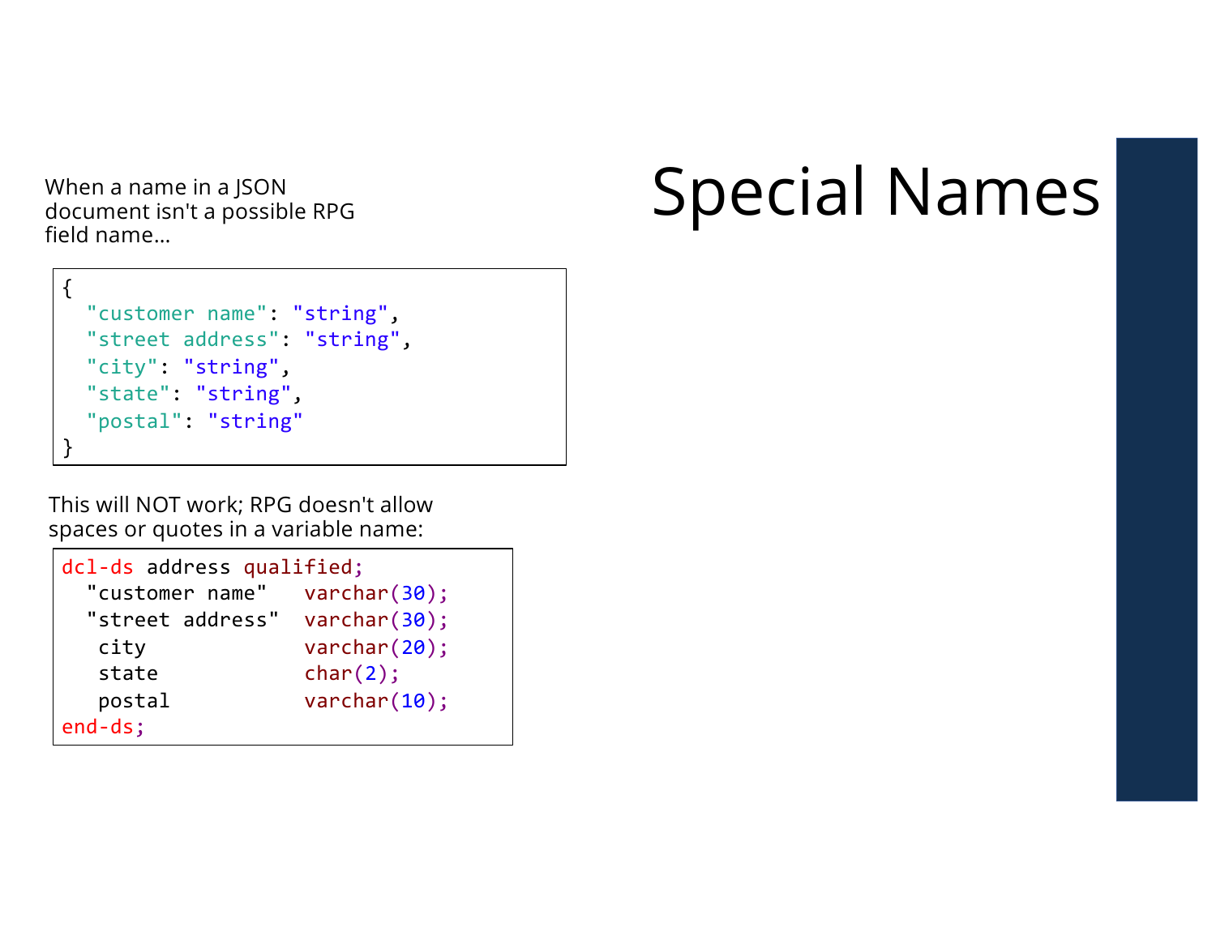# Special Names

When a name in a JSON document isn't a possible RPG field name...

```
{
  "customer name": "string",
  "street address": "string",
  "city": "string",
  "state": "string",
  "postal": "string"
}
```

This will NOT work; RPG doesn't allow spaces or quotes in a variable name:

```
dcl-ds address qualified;
  "customer name"   varchar(30);
  "street address"  varchar(30);
   city             varchar(20);
   state            char(2);
   postal           varchar(10);
end-ds;
```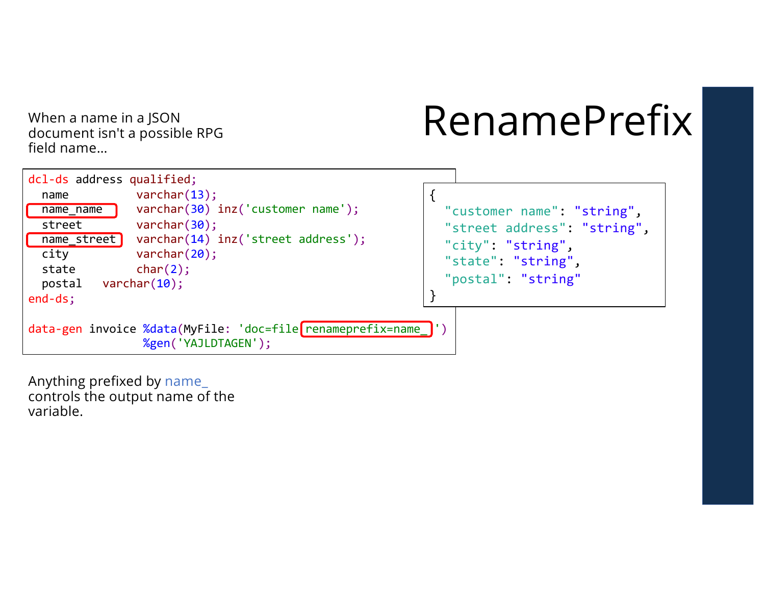# RenamePrefix

When a name in a JSON document isn't a possible RPG field name…

```
dcl-ds address qualified;
  name          varchar(13);
  name_name     varchar(30) inz('customer name');
  street        varchar(30);
  name_street   varchar(14) inz('street address');
  city          varchar(20);
  state         char(2);
  postal   varchar(10);
end-ds;

data-gen invoice %data(MyFile: 'doc=file renameprefix=name_')
               %gen('YAJLDTAGEN');
```

```
{
  "customer name": "string",
  "street address": "string",
  "city": "string",
  "state": "string",
  "postal": "string"
}
```

Anything prefixed by name_ controls the output name of the variable.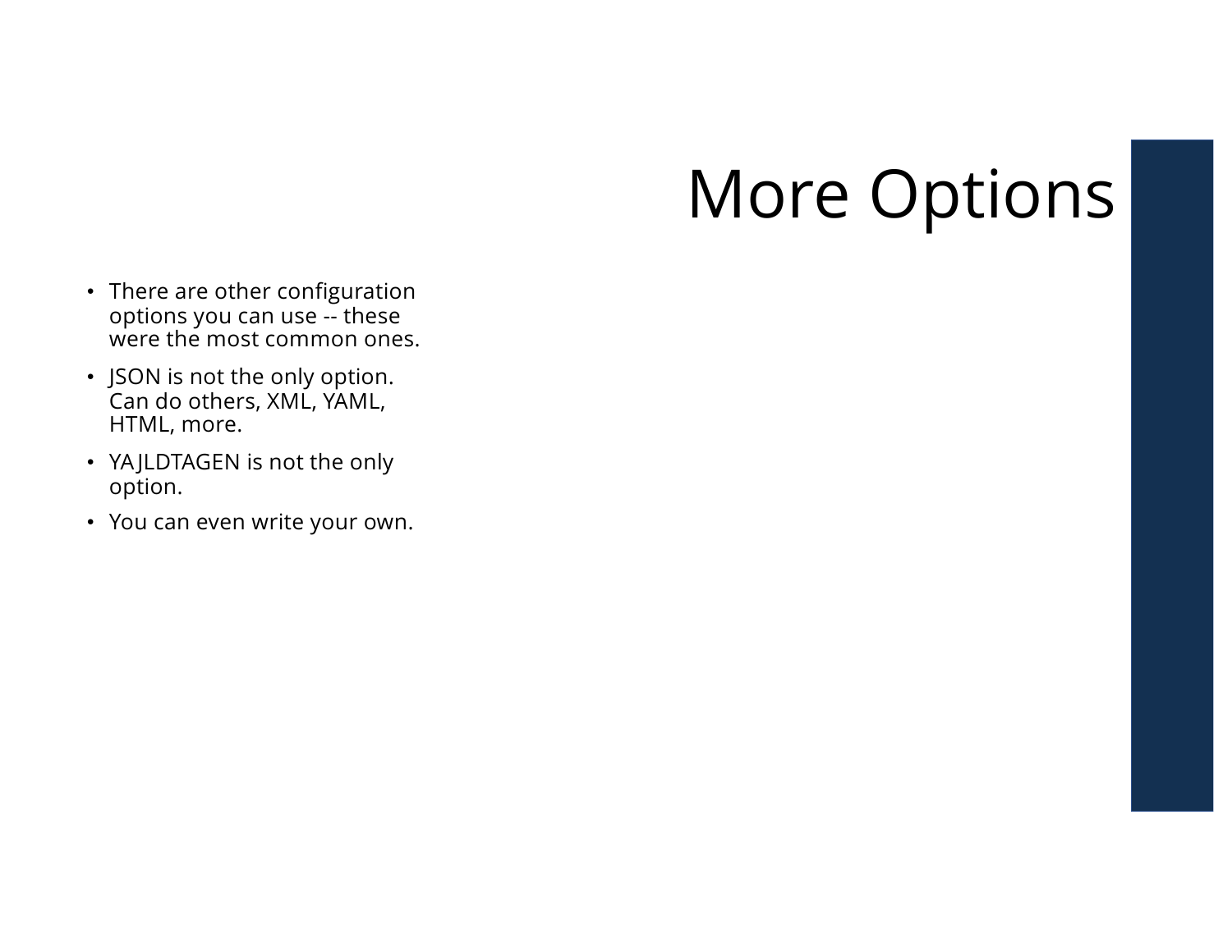# More Options

- There are other configuration options you can use -- these were the most common ones.
- JSON is not the only option. Can do others, XML, YAML, HTML, more.
- YAJLDTAGEN is not the only option.
- You can even write your own.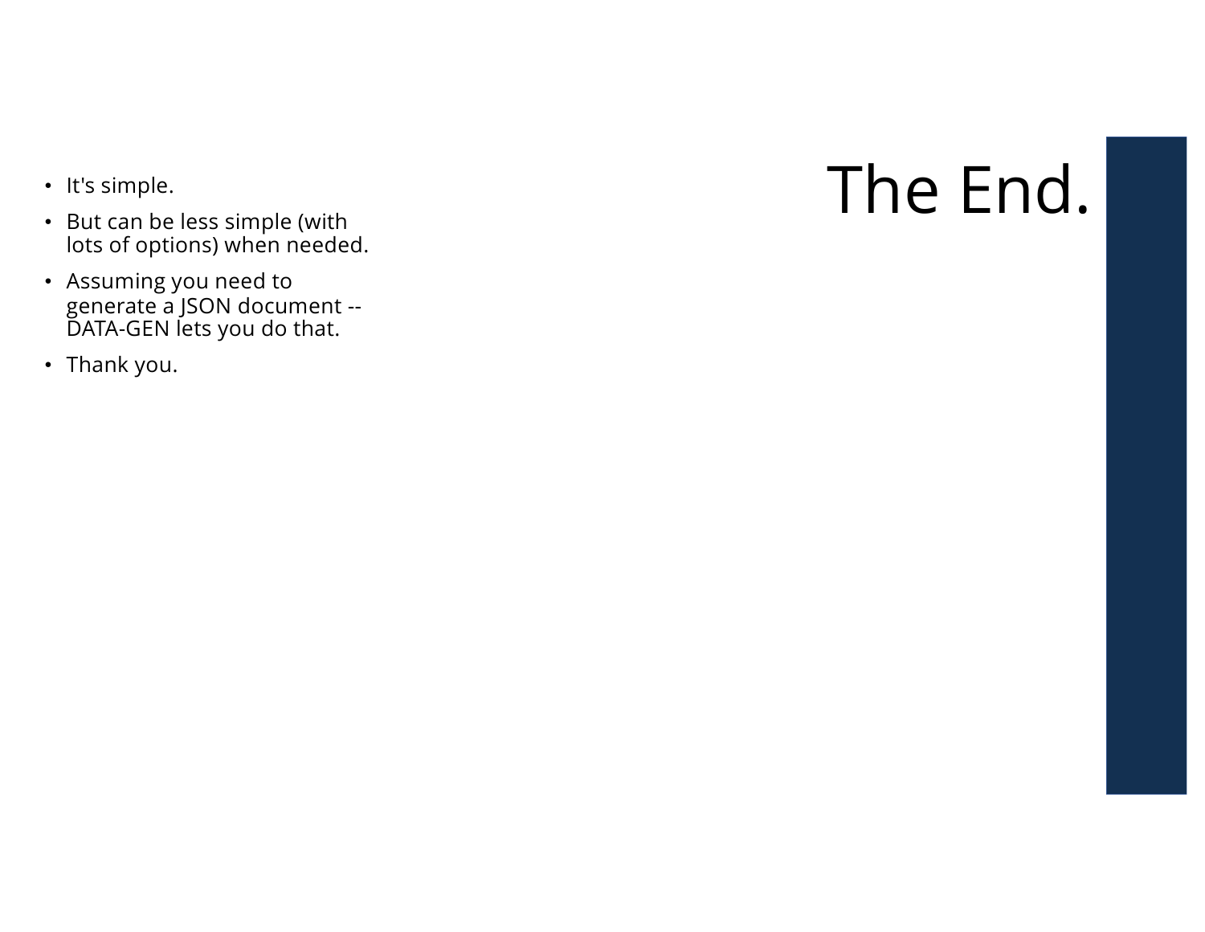# The End.

- It's simple.
- But can be less simple (with lots of options) when needed.
- Assuming you need to generate a JSON document -- DATA-GEN lets you do that.
- Thank you.